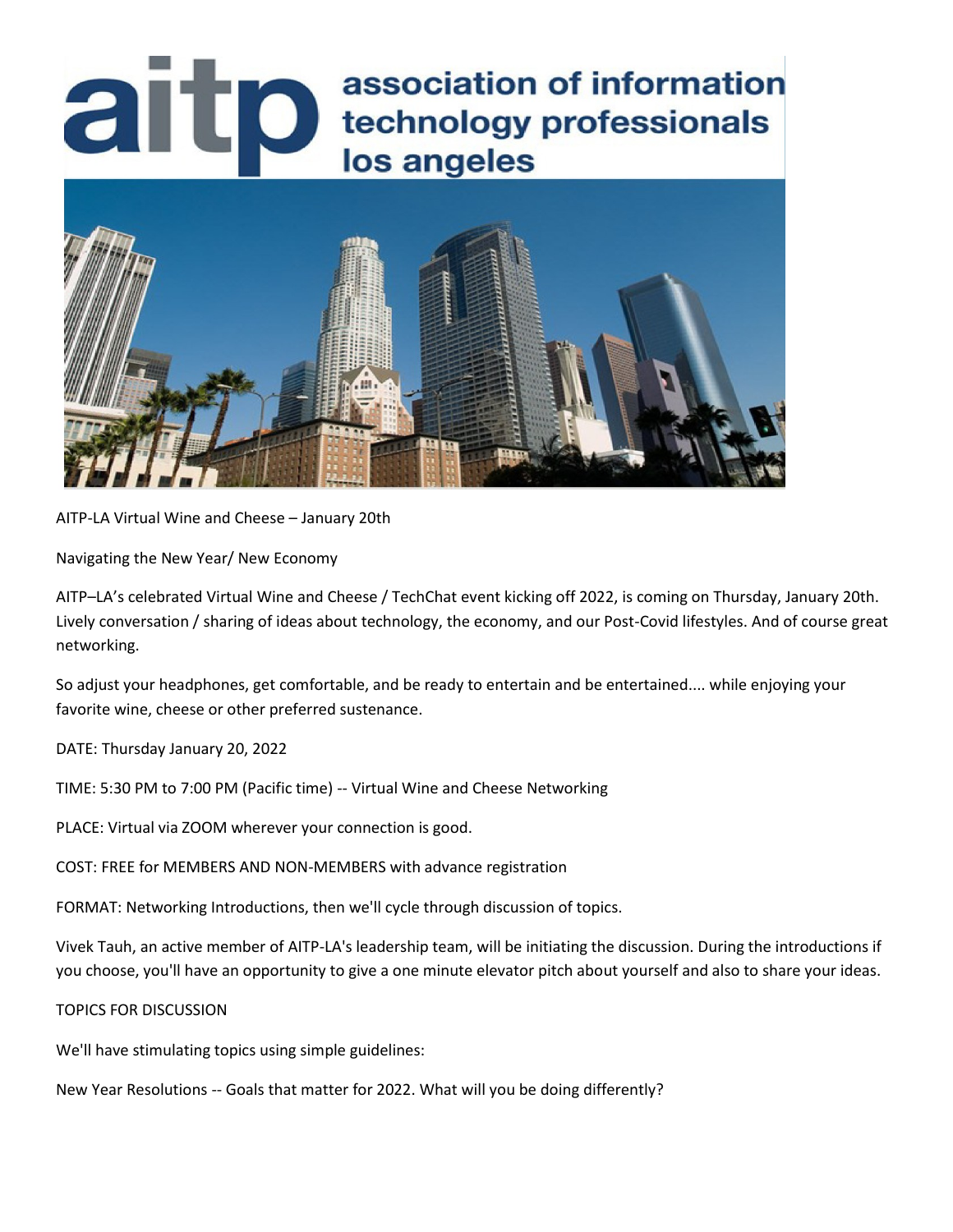# aitp association of information technology professionals los angeles

AITP-LA Virtual Wine and Cheese – January 20th

Navigating the New Year/ New Economy

AITP–LA's celebrated Virtual Wine and Cheese / TechChat event kicking off 2022, is coming on Thursday, January 20th. Lively conversation / sharing of ideas about technology, the economy, and our Post-Covid lifestyles. And of course great networking.

So adjust your headphones, get comfortable, and be ready to entertain and be entertained.... while enjoying your favorite wine, cheese or other preferred sustenance.

DATE: Thursday January 20, 2022

TIME: 5:30 PM to 7:00 PM (Pacific time) -- Virtual Wine and Cheese Networking

PLACE: Virtual via ZOOM wherever your connection is good.

COST: FREE for MEMBERS AND NON-MEMBERS with advance registration

FORMAT: Networking Introductions, then we'll cycle through discussion of topics.

Vivek Tauh, an active member of AITP-LA's leadership team, will be initiating the discussion. During the introductions if you choose, you'll have an opportunity to give a one minute elevator pitch about yourself and also to share your ideas.

TOPICS FOR DISCUSSION

We'll have stimulating topics using simple guidelines:

New Year Resolutions -- Goals that matter for 2022. What will you be doing differently?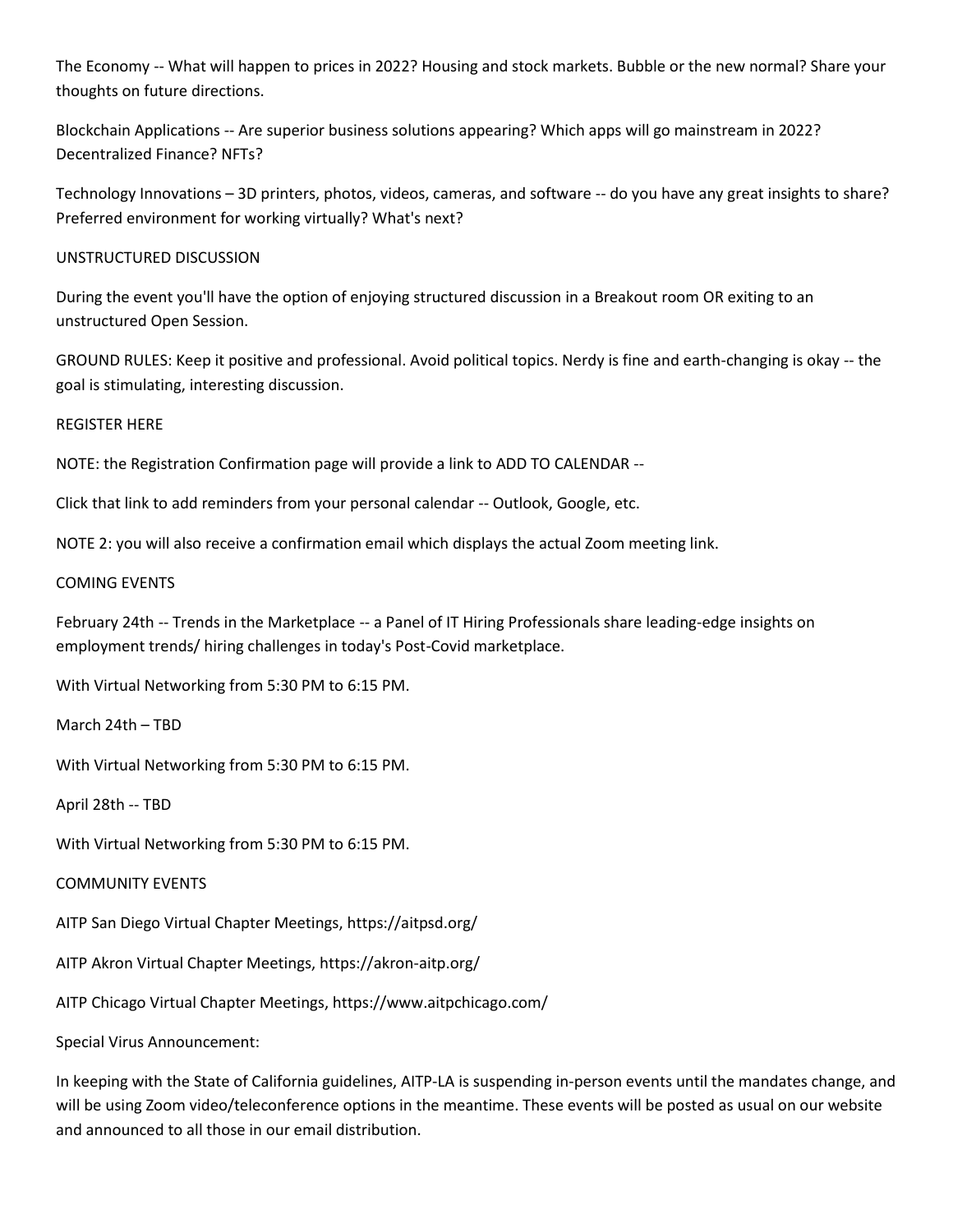The Economy -- What will happen to prices in 2022? Housing and stock markets. Bubble or the new normal? Share your thoughts on future directions.

Blockchain Applications -- Are superior business solutions appearing? Which apps will go mainstream in 2022? Decentralized Finance? NFTs?

Technology Innovations – 3D printers, photos, videos, cameras, and software -- do you have any great insights to share? Preferred environment for working virtually? What's next?

UNSTRUCTURED DISCUSSION

During the event you'll have the option of enjoying structured discussion in a Breakout room OR exiting to an unstructured Open Session.

GROUND RULES: Keep it positive and professional. Avoid political topics. Nerdy is fine and earth-changing is okay -- the goal is stimulating, interesting discussion.

REGISTER HERE

NOTE: the Registration Confirmation page will provide a link to ADD TO CALENDAR --

Click that link to add reminders from your personal calendar -- Outlook, Google, etc.

NOTE 2: you will also receive a confirmation email which displays the actual Zoom meeting link.

COMING EVENTS

February 24th -- Trends in the Marketplace -- a Panel of IT Hiring Professionals share leading-edge insights on employment trends/ hiring challenges in today's Post-Covid marketplace.

With Virtual Networking from 5:30 PM to 6:15 PM.

March 24th – TBD

With Virtual Networking from 5:30 PM to 6:15 PM.

April 28th -- TBD

With Virtual Networking from 5:30 PM to 6:15 PM.

COMMUNITY EVENTS

AITP San Diego Virtual Chapter Meetings, https://aitpsd.org/

AITP Akron Virtual Chapter Meetings, https://akron-aitp.org/

AITP Chicago Virtual Chapter Meetings, https://www.aitpchicago.com/

Special Virus Announcement:

In keeping with the State of California guidelines, AITP-LA is suspending in-person events until the mandates change, and will be using Zoom video/teleconference options in the meantime. These events will be posted as usual on our website and announced to all those in our email distribution.